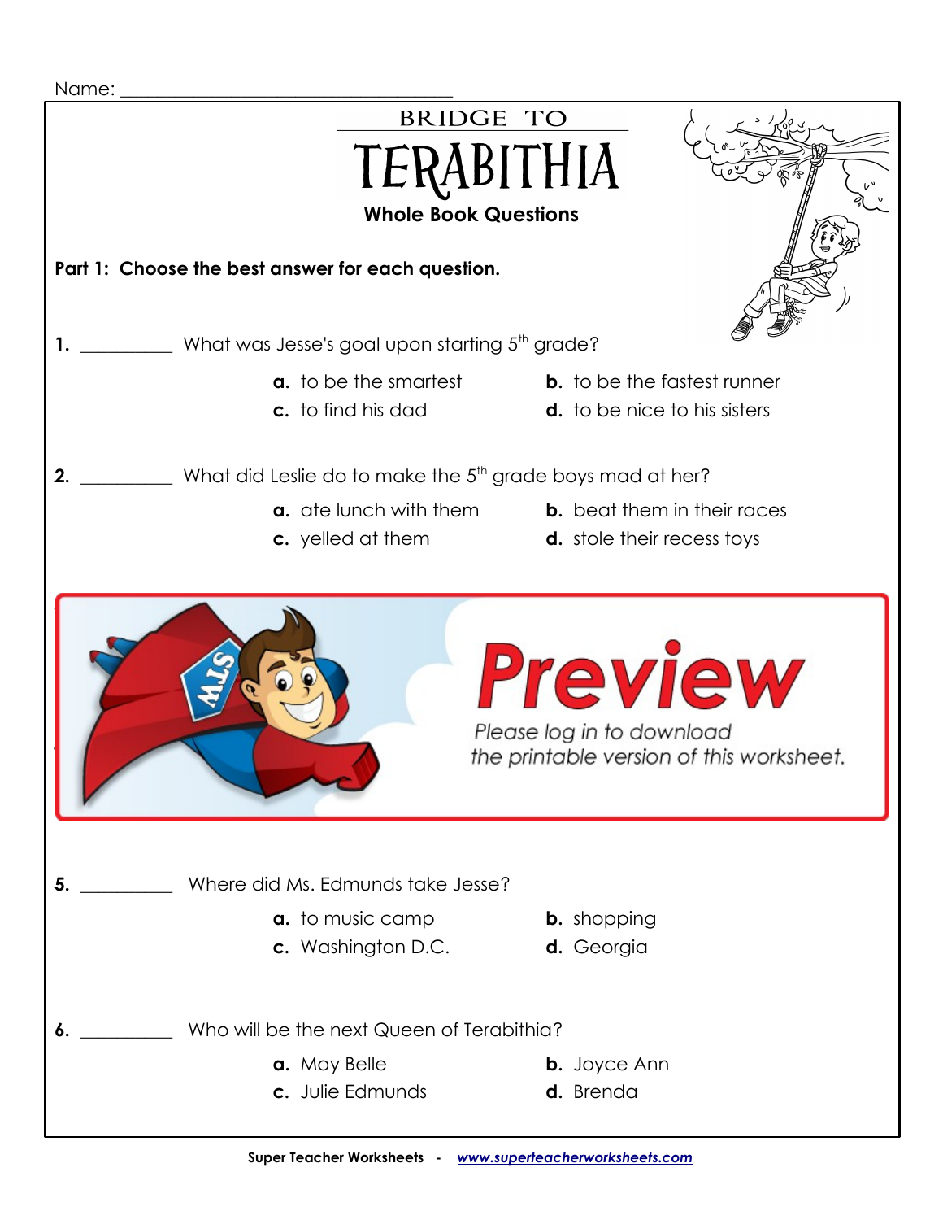Name: ___________________________________

# BRIDGE TO TERABITHIA

## Whole Book Questions

**Part 1: Choose the best answer for each question.**

**1.** __________ What was Jesse's goal upon starting 5th grade?

- **a.** to be the smartest
- **b.** to be the fastest runner
- **c.** to find his dad
- **d.** to be nice to his sisters

**2.** __________ What did Leslie do to make the 5th grade boys mad at her?

- **a.** ate lunch with them
- **b.** beat them in their races
- **c.** yelled at them
- **d.** stole their recess toys

**Preview**

*Please log in to download the printable version of this worksheet.*

**5.** __________ Where did Ms. Edmunds take Jesse?

- **a.** to music camp
- **b.** shopping
- **c.** Washington D.C.
- **d.** Georgia

**6.** __________ Who will be the next Queen of Terabithia?

- **a.** May Belle
- **b.** Joyce Ann
- **c.** Julie Edmunds
- **d.** Brenda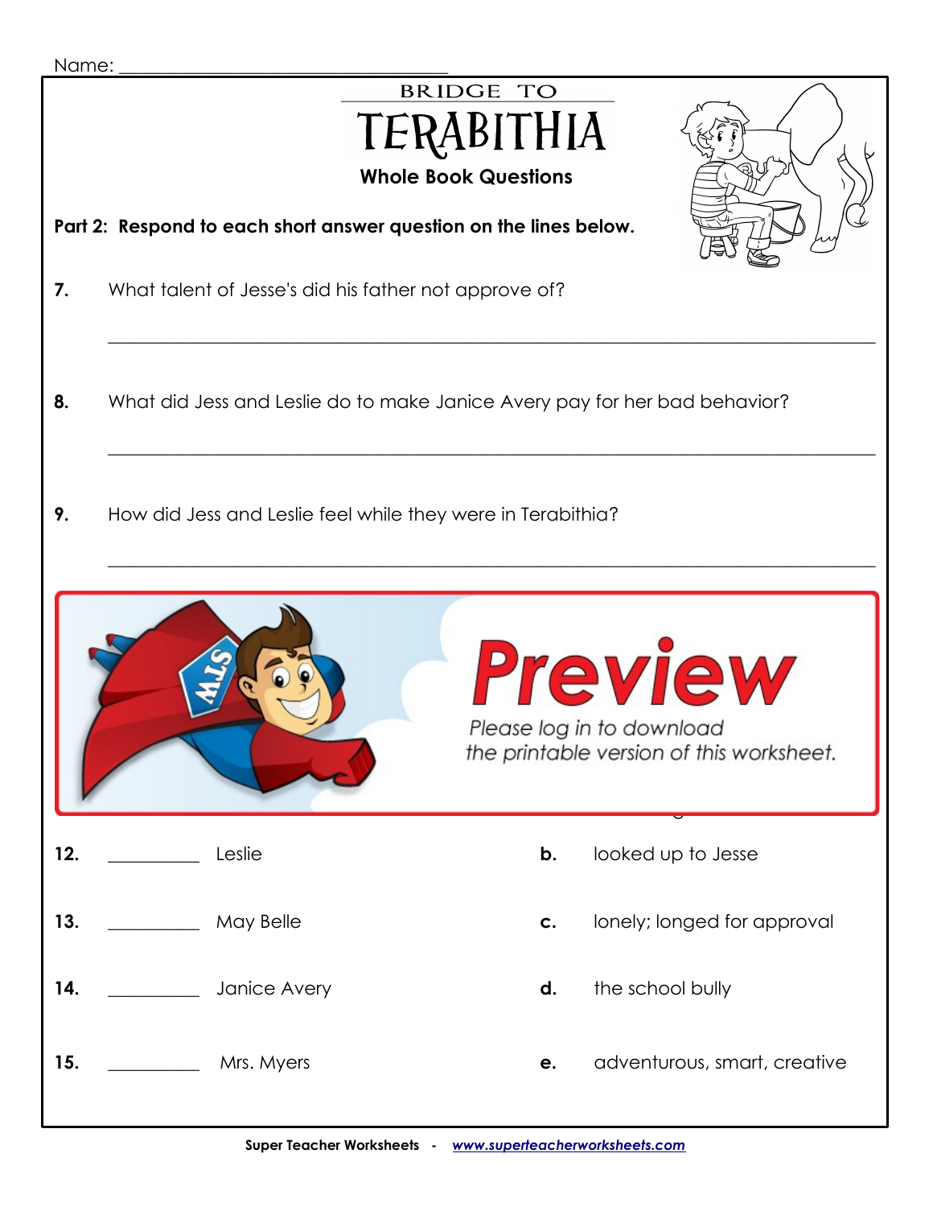Name: ___________________________________

BRIDGE TO

# TERABITHIA

## Whole Book Questions

**Part 2: Respond to each short answer question on the lines below.**

**7.** What talent of Jesse's did his father not approve of?

_______________________________________________________________________________

**8.** What did Jess and Leslie do to make Janice Avery pay for her bad behavior?

_______________________________________________________________________________

**9.** How did Jess and Leslie feel while they were in Terabithia?

_______________________________________________________________________________

Preview

*Please log in to download the printable version of this worksheet.*

| | | | |
|---|---|---|---|
| **12.** __________ | Leslie | **b.** | looked up to Jesse |
| **13.** __________ | May Belle | **c.** | lonely; longed for approval |
| **14.** __________ | Janice Avery | **d.** | the school bully |
| **15.** __________ | Mrs. Myers | **e.** | adventurous, smart, creative |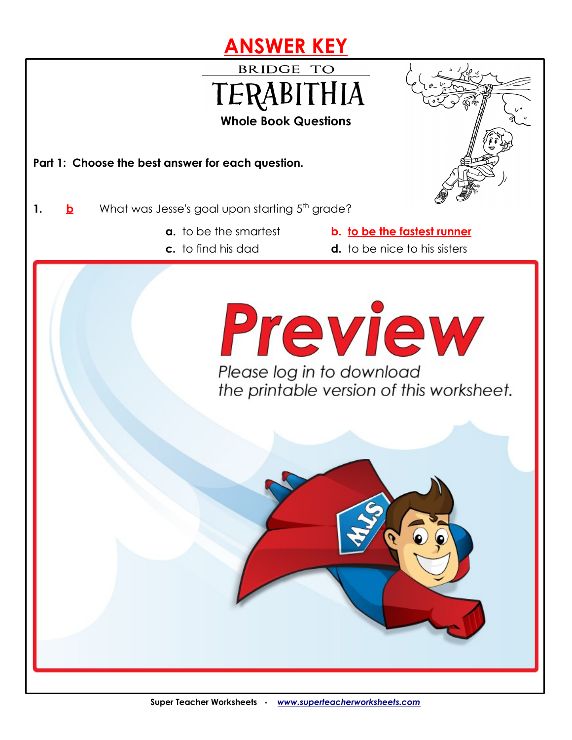# ANSWER KEY

## BRIDGE TO TERABITHIA

### Whole Book Questions

**Part 1: Choose the best answer for each question.**

**1.** b What was Jesse's goal upon starting 5th grade?

**a.** to be the smartest

**b.** to be the fastest runner

**c.** to find his dad

**d.** to be nice to his sisters

Preview

Please log in to download the printable version of this worksheet.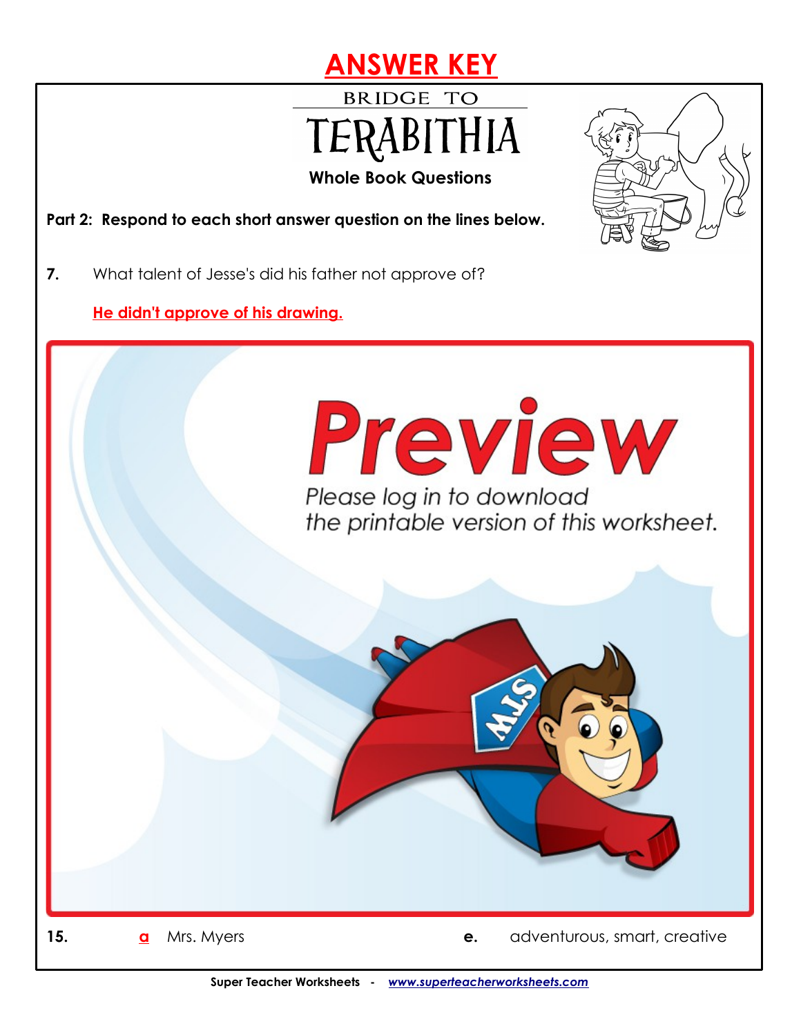# ANSWER KEY

## BRIDGE TO TERABITHIA

### Whole Book Questions

**Part 2: Respond to each short answer question on the lines below.**

**7.** What talent of Jesse's did his father not approve of?

He didn't approve of his drawing.

Preview

*Please log in to download the printable version of this worksheet.*

**15.** a Mrs. Myers **e.** adventurous, smart, creative